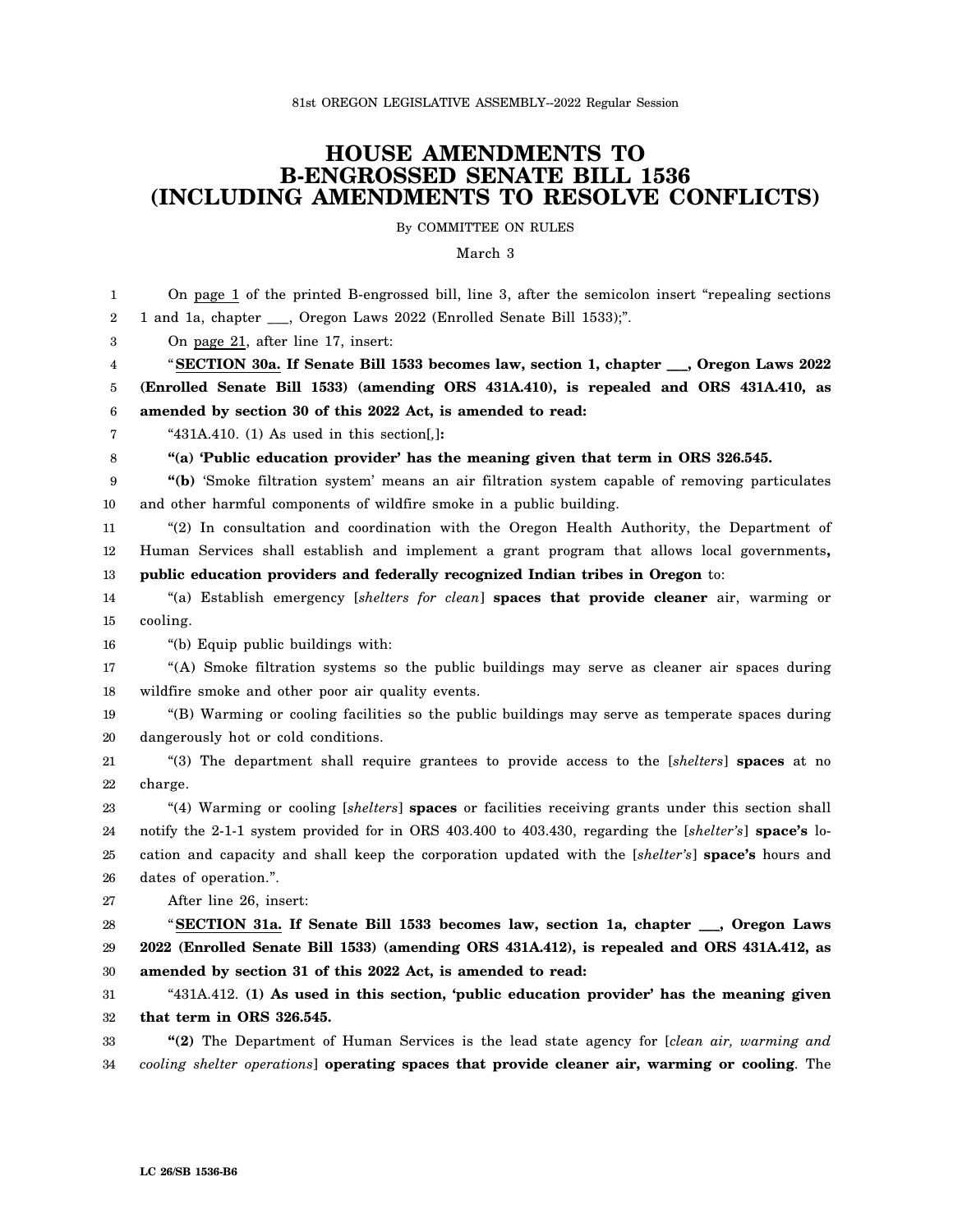81st OREGON LEGISLATIVE ASSEMBLY--2022 Regular Session

# HOUSE AMENDMENTS TO B-ENGROSSED SENATE BILL 1536 (INCLUDING AMENDMENTS TO RESOLVE CONFLICTS)

By COMMITTEE ON RULES

March 3

On page 1 of the printed B-engrossed bill, line 3, after the semicolon insert "repealing sections 1 and 1a, chapter ___, Oregon Laws 2022 (Enrolled Senate Bill 1533);".

On page 21, after line 17, insert:

"**SECTION 30a. If Senate Bill 1533 becomes law, section 1, chapter ___, Oregon Laws 2022 (Enrolled Senate Bill 1533) (amending ORS 431A.410), is repealed and ORS 431A.410, as amended by section 30 of this 2022 Act, is amended to read:**

"431A.410. (1) As used in this section[,]**:**

**"(a) 'Public education provider' has the meaning given that term in ORS 326.545.**

**"(b)** 'Smoke filtration system' means an air filtration system capable of removing particulates and other harmful components of wildfire smoke in a public building.

"(2) In consultation and coordination with the Oregon Health Authority, the Department of Human Services shall establish and implement a grant program that allows local governments**, public education providers and federally recognized Indian tribes in Oregon** to:

"(a) Establish emergency [*shelters for clean*] **spaces that provide cleaner** air, warming or cooling.

"(b) Equip public buildings with:

"(A) Smoke filtration systems so the public buildings may serve as cleaner air spaces during wildfire smoke and other poor air quality events.

"(B) Warming or cooling facilities so the public buildings may serve as temperate spaces during dangerously hot or cold conditions.

"(3) The department shall require grantees to provide access to the [*shelters*] **spaces** at no charge.

"(4) Warming or cooling [*shelters*] **spaces** or facilities receiving grants under this section shall notify the 2-1-1 system provided for in ORS 403.400 to 403.430, regarding the [*shelter's*] **space's** location and capacity and shall keep the corporation updated with the [*shelter's*] **space's** hours and dates of operation.".

After line 26, insert:

"**SECTION 31a. If Senate Bill 1533 becomes law, section 1a, chapter ___, Oregon Laws 2022 (Enrolled Senate Bill 1533) (amending ORS 431A.412), is repealed and ORS 431A.412, as amended by section 31 of this 2022 Act, is amended to read:**

"431A.412. **(1) As used in this section, 'public education provider' has the meaning given that term in ORS 326.545.**

**"(2)** The Department of Human Services is the lead state agency for [*clean air, warming and cooling shelter operations*] **operating spaces that provide cleaner air, warming or cooling**. The

LC 26/SB 1536-B6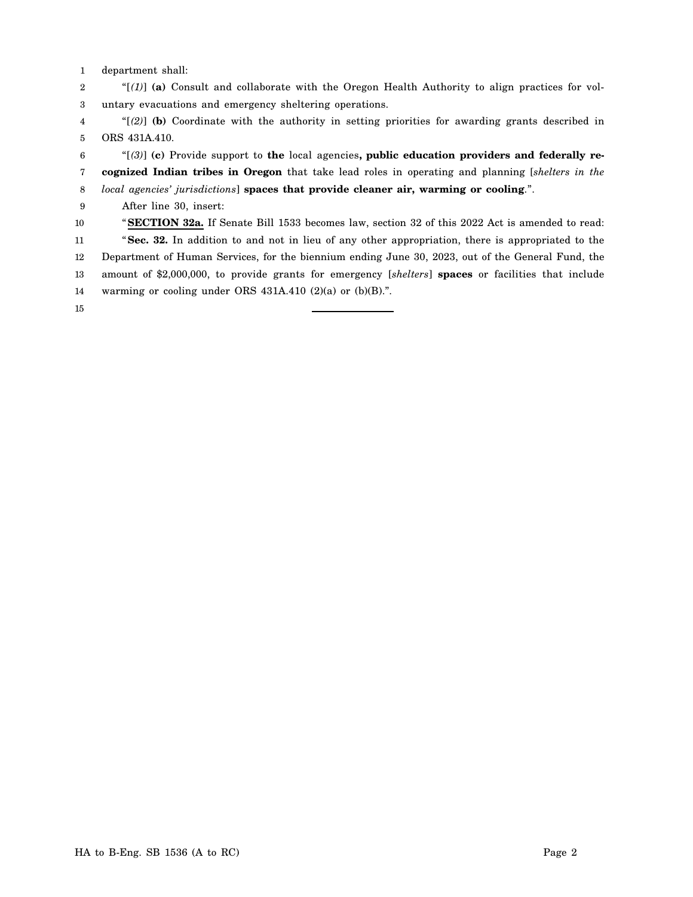department shall:

"[*(1)*] **(a)** Consult and collaborate with the Oregon Health Authority to align practices for voluntary evacuations and emergency sheltering operations.

"[*(2)*] **(b)** Coordinate with the authority in setting priorities for awarding grants described in ORS 431A.410.

"[*(3)*] **(c)** Provide support to **the** local agencies**, public education providers and federally recognized Indian tribes in Oregon** that take lead roles in operating and planning [*shelters in the local agencies' jurisdictions*] **spaces that provide cleaner air, warming or cooling**.".

After line 30, insert:

"**SECTION 32a.** If Senate Bill 1533 becomes law, section 32 of this 2022 Act is amended to read:

"**Sec. 32.** In addition to and not in lieu of any other appropriation, there is appropriated to the Department of Human Services, for the biennium ending June 30, 2023, out of the General Fund, the amount of $2,000,000, to provide grants for emergency [*shelters*] **spaces** or facilities that include warming or cooling under ORS 431A.410 (2)(a) or (b)(B).".